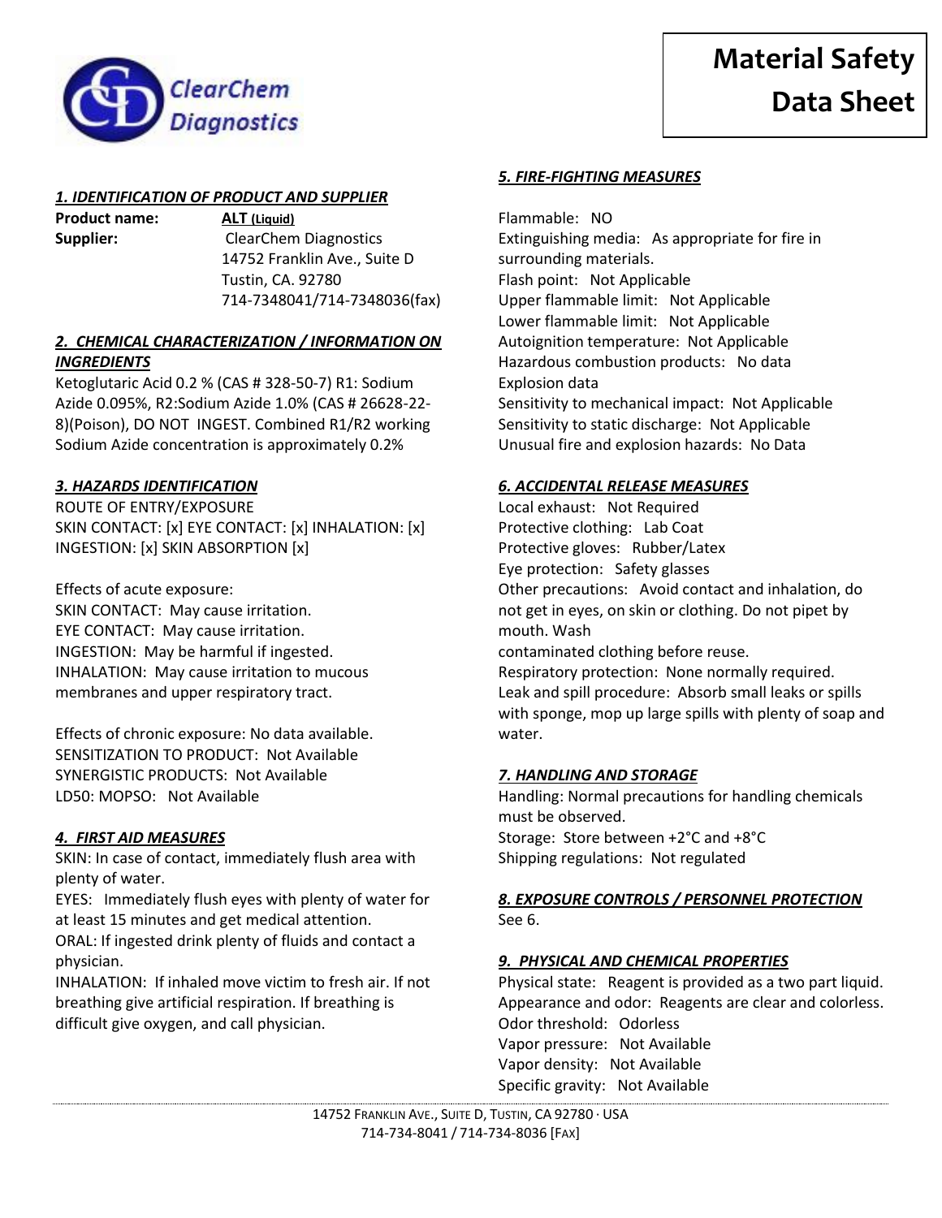# Material Safety Data Sheet

ClearChem Diagnostics

### *1. IDENTIFICATION OF PRODUCT AND SUPPLIER*

**Product name:** **ALT (Liquid)**

**Supplier:** ClearChem Diagnostics
14752 Franklin Ave., Suite D
Tustin, CA. 92780
714-7348041/714-7348036(fax)

### *2. CHEMICAL CHARACTERIZATION / INFORMATION ON INGREDIENTS*

Ketoglutaric Acid 0.2 % (CAS # 328-50-7) R1: Sodium Azide 0.095%, R2:Sodium Azide 1.0% (CAS # 26628-22-8)(Poison), DO NOT INGEST. Combined R1/R2 working Sodium Azide concentration is approximately 0.2%

### *3. HAZARDS IDENTIFICATION*

ROUTE OF ENTRY/EXPOSURE
SKIN CONTACT: [x] EYE CONTACT: [x] INHALATION: [x] INGESTION: [x] SKIN ABSORPTION [x]

Effects of acute exposure:
SKIN CONTACT: May cause irritation.
EYE CONTACT: May cause irritation.
INGESTION: May be harmful if ingested.
INHALATION: May cause irritation to mucous membranes and upper respiratory tract.

Effects of chronic exposure: No data available.
SENSITIZATION TO PRODUCT: Not Available
SYNERGISTIC PRODUCTS: Not Available
LD50: MOPSO: Not Available

### *4. FIRST AID MEASURES*

SKIN: In case of contact, immediately flush area with plenty of water.
EYES: Immediately flush eyes with plenty of water for at least 15 minutes and get medical attention.
ORAL: If ingested drink plenty of fluids and contact a physician.
INHALATION: If inhaled move victim to fresh air. If not breathing give artificial respiration. If breathing is difficult give oxygen, and call physician.

### *5. FIRE-FIGHTING MEASURES*

Flammable: NO
Extinguishing media: As appropriate for fire in surrounding materials.
Flash point: Not Applicable
Upper flammable limit: Not Applicable
Lower flammable limit: Not Applicable
Autoignition temperature: Not Applicable
Hazardous combustion products: No data
Explosion data
Sensitivity to mechanical impact: Not Applicable
Sensitivity to static discharge: Not Applicable
Unusual fire and explosion hazards: No Data

### *6. ACCIDENTAL RELEASE MEASURES*

Local exhaust: Not Required
Protective clothing: Lab Coat
Protective gloves: Rubber/Latex
Eye protection: Safety glasses
Other precautions: Avoid contact and inhalation, do not get in eyes, on skin or clothing. Do not pipet by mouth. Wash
contaminated clothing before reuse.
Respiratory protection: None normally required.
Leak and spill procedure: Absorb small leaks or spills with sponge, mop up large spills with plenty of soap and water.

### *7. HANDLING AND STORAGE*

Handling: Normal precautions for handling chemicals must be observed.
Storage: Store between +2°C and +8°C
Shipping regulations: Not regulated

### *8. EXPOSURE CONTROLS / PERSONNEL PROTECTION*

See 6.

### *9. PHYSICAL AND CHEMICAL PROPERTIES*

Physical state: Reagent is provided as a two part liquid.
Appearance and odor: Reagents are clear and colorless.
Odor threshold: Odorless
Vapor pressure: Not Available
Vapor density: Not Available
Specific gravity: Not Available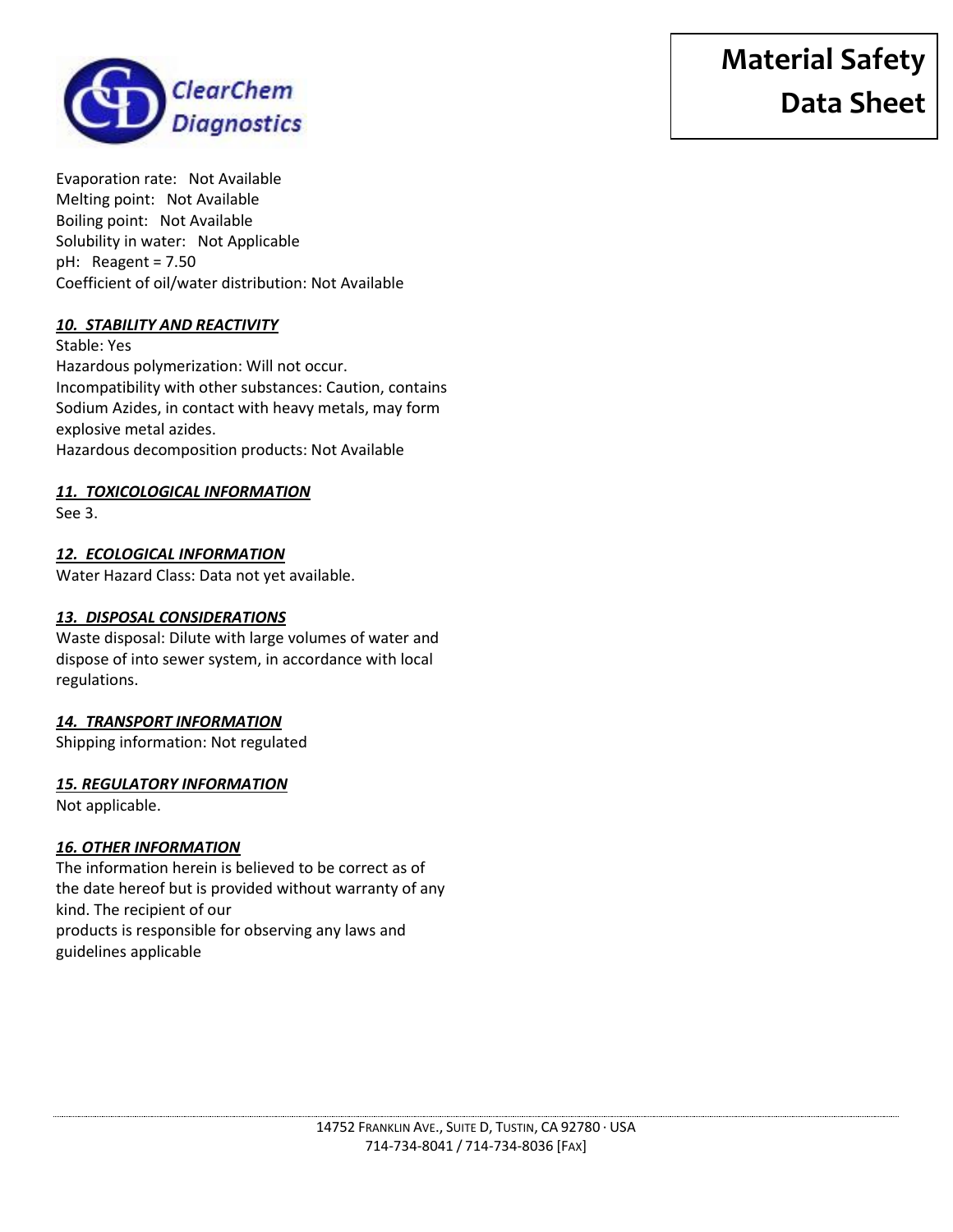Evaporation rate: Not Available
Melting point: Not Available
Boiling point: Not Available
Solubility in water: Not Applicable
pH: Reagent = 7.50
Coefficient of oil/water distribution: Not Available

### *10. STABILITY AND REACTIVITY*

Stable: Yes
Hazardous polymerization: Will not occur.
Incompatibility with other substances: Caution, contains Sodium Azides, in contact with heavy metals, may form explosive metal azides.
Hazardous decomposition products: Not Available

### *11. TOXICOLOGICAL INFORMATION*

See 3.

### *12. ECOLOGICAL INFORMATION*

Water Hazard Class: Data not yet available.

### *13. DISPOSAL CONSIDERATIONS*

Waste disposal: Dilute with large volumes of water and dispose of into sewer system, in accordance with local regulations.

### *14. TRANSPORT INFORMATION*

Shipping information: Not regulated

### *15. REGULATORY INFORMATION*

Not applicable.

### *16. OTHER INFORMATION*

The information herein is believed to be correct as of the date hereof but is provided without warranty of any kind. The recipient of our
products is responsible for observing any laws and guidelines applicable